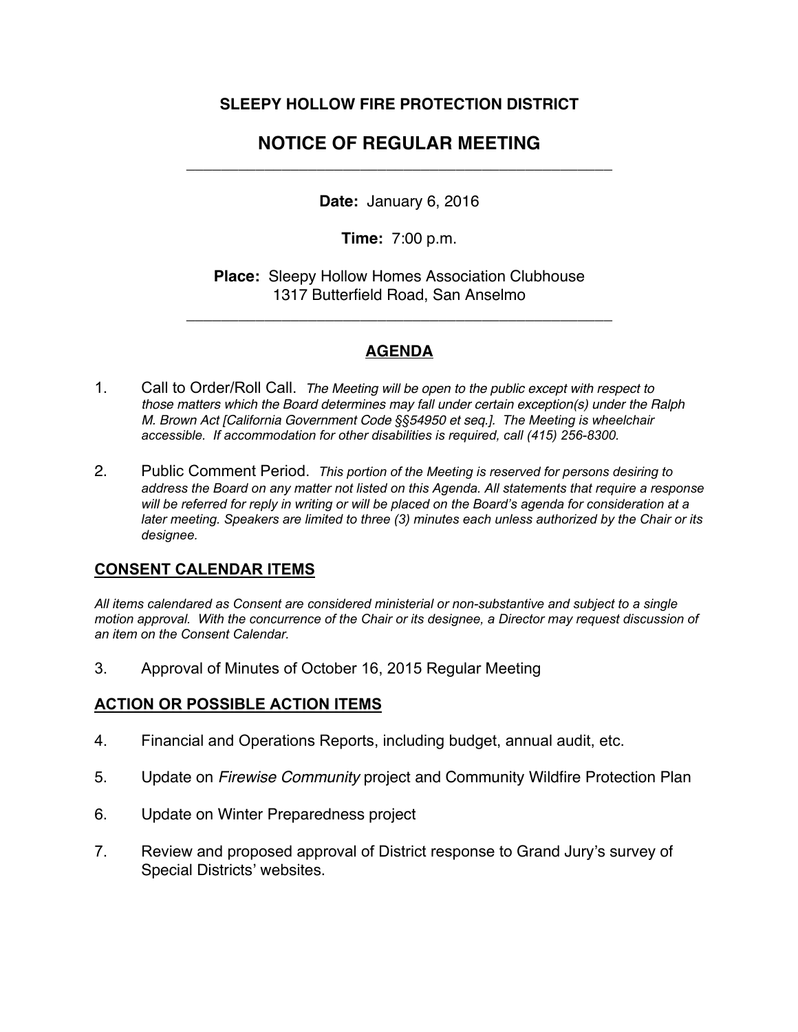**SLEEPY HOLLOW FIRE PROTECTION DISTRICT**

# NOTICE OF REGULAR MEETING

---

**Date:** January 6, 2016

**Time:** 7:00 p.m.

**Place:** Sleepy Hollow Homes Association Clubhouse
1317 Butterfield Road, San Anselmo

---

## AGENDA

1. Call to Order/Roll Call. *The Meeting will be open to the public except with respect to those matters which the Board determines may fall under certain exception(s) under the Ralph M. Brown Act [California Government Code §§54950 et seq.]. The Meeting is wheelchair accessible. If accommodation for other disabilities is required, call (415) 256-8300.*

2. Public Comment Period. *This portion of the Meeting is reserved for persons desiring to address the Board on any matter not listed on this Agenda. All statements that require a response will be referred for reply in writing or will be placed on the Board's agenda for consideration at a later meeting. Speakers are limited to three (3) minutes each unless authorized by the Chair or its designee.*

### CONSENT CALENDAR ITEMS

*All items calendared as Consent are considered ministerial or non-substantive and subject to a single motion approval. With the concurrence of the Chair or its designee, a Director may request discussion of an item on the Consent Calendar.*

3. Approval of Minutes of October 16, 2015 Regular Meeting

### ACTION OR POSSIBLE ACTION ITEMS

4. Financial and Operations Reports, including budget, annual audit, etc.

5. Update on *Firewise Community* project and Community Wildfire Protection Plan

6. Update on Winter Preparedness project

7. Review and proposed approval of District response to Grand Jury's survey of Special Districts' websites.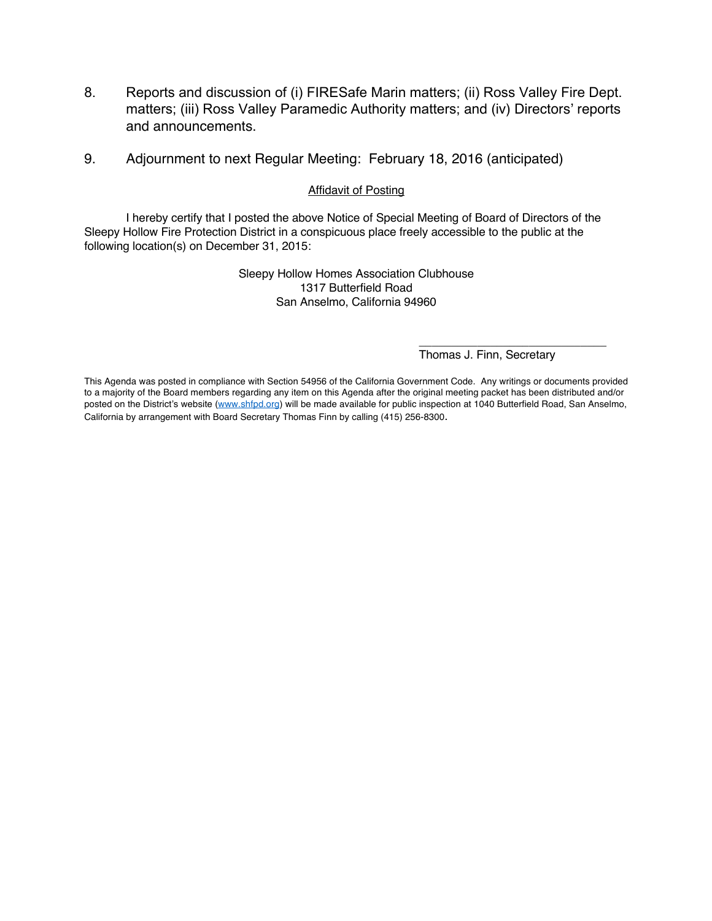8. Reports and discussion of (i) FIRESafe Marin matters; (ii) Ross Valley Fire Dept. matters; (iii) Ross Valley Paramedic Authority matters; and (iv) Directors' reports and announcements.

9. Adjournment to next Regular Meeting: February 18, 2016 (anticipated)

<u>Affidavit of Posting</u>

I hereby certify that I posted the above Notice of Special Meeting of Board of Directors of the Sleepy Hollow Fire Protection District in a conspicuous place freely accessible to the public at the following location(s) on December 31, 2015:

Sleepy Hollow Homes Association Clubhouse
1317 Butterfield Road
San Anselmo, California 94960

\_\_\_\_\_\_\_\_\_\_\_\_\_\_\_\_\_\_\_\_\_\_\_\_\_\_\_\_\_\_
Thomas J. Finn, Secretary

This Agenda was posted in compliance with Section 54956 of the California Government Code. Any writings or documents provided to a majority of the Board members regarding any item on this Agenda after the original meeting packet has been distributed and/or posted on the District's website (www.shfpd.org) will be made available for public inspection at 1040 Butterfield Road, San Anselmo, California by arrangement with Board Secretary Thomas Finn by calling (415) 256-8300.